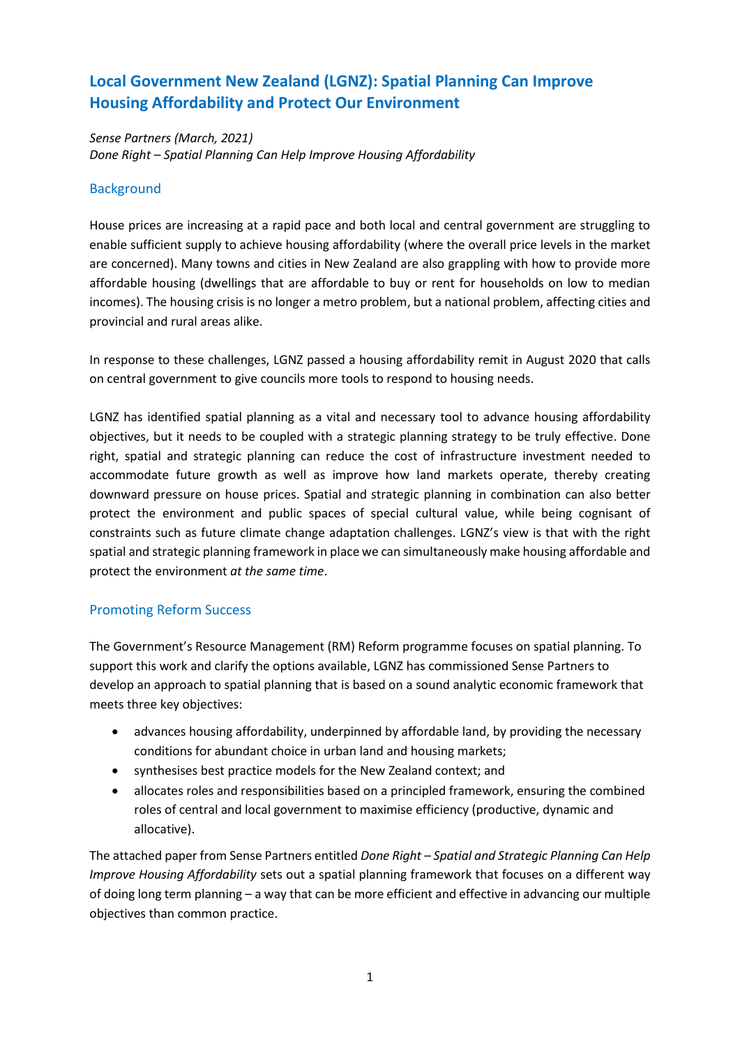# Local Government New Zealand (LGNZ): Spatial Planning Can Improve Housing Affordability and Protect Our Environment

*Sense Partners (March, 2021)*
*Done Right – Spatial Planning Can Help Improve Housing Affordability*

## Background

House prices are increasing at a rapid pace and both local and central government are struggling to enable sufficient supply to achieve housing affordability (where the overall price levels in the market are concerned). Many towns and cities in New Zealand are also grappling with how to provide more affordable housing (dwellings that are affordable to buy or rent for households on low to median incomes). The housing crisis is no longer a metro problem, but a national problem, affecting cities and provincial and rural areas alike.

In response to these challenges, LGNZ passed a housing affordability remit in August 2020 that calls on central government to give councils more tools to respond to housing needs.

LGNZ has identified spatial planning as a vital and necessary tool to advance housing affordability objectives, but it needs to be coupled with a strategic planning strategy to be truly effective. Done right, spatial and strategic planning can reduce the cost of infrastructure investment needed to accommodate future growth as well as improve how land markets operate, thereby creating downward pressure on house prices. Spatial and strategic planning in combination can also better protect the environment and public spaces of special cultural value, while being cognisant of constraints such as future climate change adaptation challenges. LGNZ's view is that with the right spatial and strategic planning framework in place we can simultaneously make housing affordable and protect the environment *at the same time*.

## Promoting Reform Success

The Government's Resource Management (RM) Reform programme focuses on spatial planning. To support this work and clarify the options available, LGNZ has commissioned Sense Partners to develop an approach to spatial planning that is based on a sound analytic economic framework that meets three key objectives:

- advances housing affordability, underpinned by affordable land, by providing the necessary conditions for abundant choice in urban land and housing markets;
- synthesises best practice models for the New Zealand context; and
- allocates roles and responsibilities based on a principled framework, ensuring the combined roles of central and local government to maximise efficiency (productive, dynamic and allocative).

The attached paper from Sense Partners entitled *Done Right – Spatial and Strategic Planning Can Help Improve Housing Affordability* sets out a spatial planning framework that focuses on a different way of doing long term planning – a way that can be more efficient and effective in advancing our multiple objectives than common practice.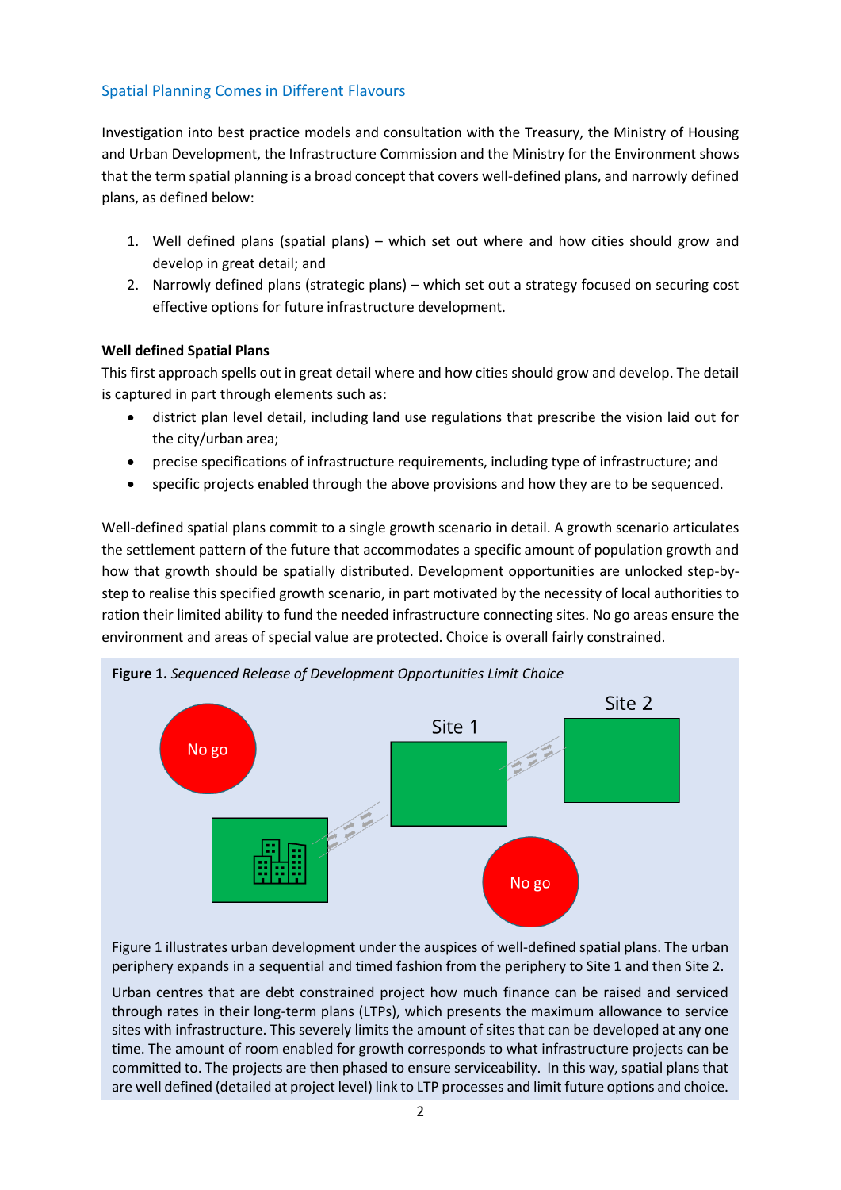## Spatial Planning Comes in Different Flavours

Investigation into best practice models and consultation with the Treasury, the Ministry of Housing and Urban Development, the Infrastructure Commission and the Ministry for the Environment shows that the term spatial planning is a broad concept that covers well-defined plans, and narrowly defined plans, as defined below:

1. Well defined plans (spatial plans) – which set out where and how cities should grow and develop in great detail; and
2. Narrowly defined plans (strategic plans) – which set out a strategy focused on securing cost effective options for future infrastructure development.

**Well defined Spatial Plans**

This first approach spells out in great detail where and how cities should grow and develop. The detail is captured in part through elements such as:

- district plan level detail, including land use regulations that prescribe the vision laid out for the city/urban area;
- precise specifications of infrastructure requirements, including type of infrastructure; and
- specific projects enabled through the above provisions and how they are to be sequenced.

Well-defined spatial plans commit to a single growth scenario in detail. A growth scenario articulates the settlement pattern of the future that accommodates a specific amount of population growth and how that growth should be spatially distributed. Development opportunities are unlocked step-by-step to realise this specified growth scenario, in part motivated by the necessity of local authorities to ration their limited ability to fund the needed infrastructure connecting sites. No go areas ensure the environment and areas of special value are protected. Choice is overall fairly constrained.

**Figure 1.** *Sequenced Release of Development Opportunities Limit Choice*

Figure 1 illustrates urban development under the auspices of well-defined spatial plans. The urban periphery expands in a sequential and timed fashion from the periphery to Site 1 and then Site 2.

Urban centres that are debt constrained project how much finance can be raised and serviced through rates in their long-term plans (LTPs), which presents the maximum allowance to service sites with infrastructure. This severely limits the amount of sites that can be developed at any one time. The amount of room enabled for growth corresponds to what infrastructure projects can be committed to. The projects are then phased to ensure serviceability. In this way, spatial plans that are well defined (detailed at project level) link to LTP processes and limit future options and choice.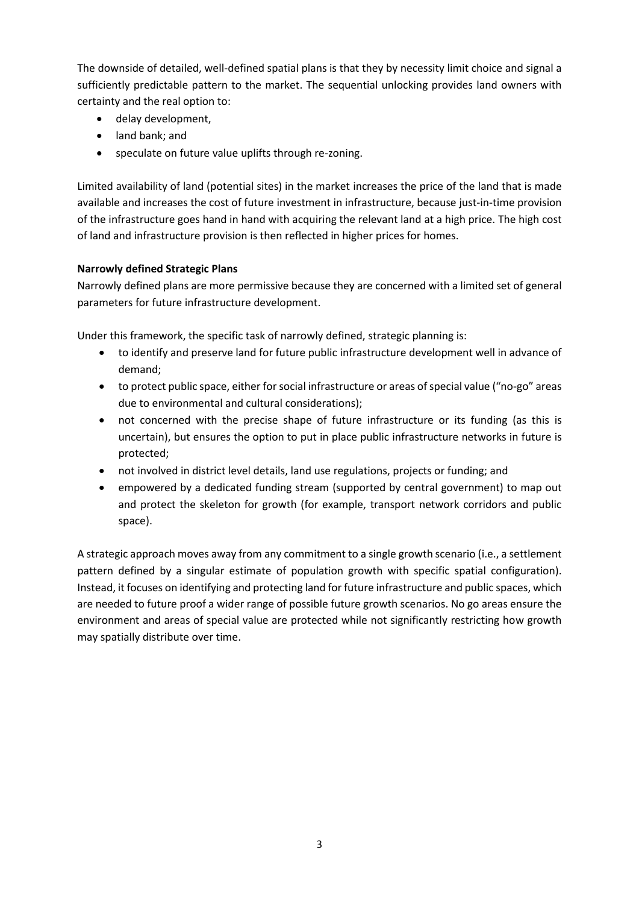The downside of detailed, well-defined spatial plans is that they by necessity limit choice and signal a sufficiently predictable pattern to the market. The sequential unlocking provides land owners with certainty and the real option to:

- delay development,
- land bank; and
- speculate on future value uplifts through re-zoning.

Limited availability of land (potential sites) in the market increases the price of the land that is made available and increases the cost of future investment in infrastructure, because just-in-time provision of the infrastructure goes hand in hand with acquiring the relevant land at a high price. The high cost of land and infrastructure provision is then reflected in higher prices for homes.

**Narrowly defined Strategic Plans**

Narrowly defined plans are more permissive because they are concerned with a limited set of general parameters for future infrastructure development.

Under this framework, the specific task of narrowly defined, strategic planning is:

- to identify and preserve land for future public infrastructure development well in advance of demand;
- to protect public space, either for social infrastructure or areas of special value ("no-go" areas due to environmental and cultural considerations);
- not concerned with the precise shape of future infrastructure or its funding (as this is uncertain), but ensures the option to put in place public infrastructure networks in future is protected;
- not involved in district level details, land use regulations, projects or funding; and
- empowered by a dedicated funding stream (supported by central government) to map out and protect the skeleton for growth (for example, transport network corridors and public space).

A strategic approach moves away from any commitment to a single growth scenario (i.e., a settlement pattern defined by a singular estimate of population growth with specific spatial configuration). Instead, it focuses on identifying and protecting land for future infrastructure and public spaces, which are needed to future proof a wider range of possible future growth scenarios. No go areas ensure the environment and areas of special value are protected while not significantly restricting how growth may spatially distribute over time.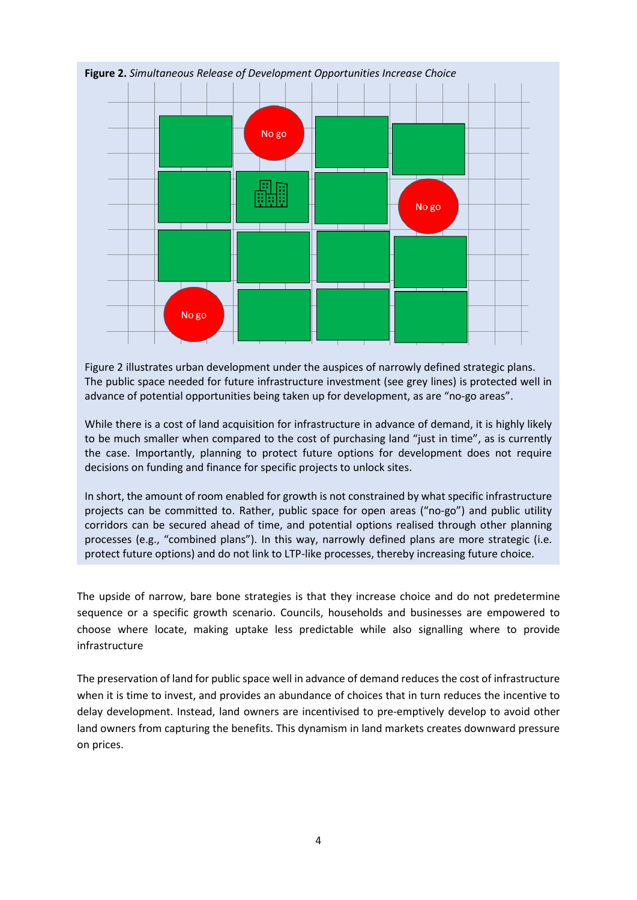**Figure 2.** *Simultaneous Release of Development Opportunities Increase Choice*

Figure 2 illustrates urban development under the auspices of narrowly defined strategic plans. The public space needed for future infrastructure investment (see grey lines) is protected well in advance of potential opportunities being taken up for development, as are "no-go areas".

While there is a cost of land acquisition for infrastructure in advance of demand, it is highly likely to be much smaller when compared to the cost of purchasing land "just in time", as is currently the case. Importantly, planning to protect future options for development does not require decisions on funding and finance for specific projects to unlock sites.

In short, the amount of room enabled for growth is not constrained by what specific infrastructure projects can be committed to. Rather, public space for open areas ("no-go") and public utility corridors can be secured ahead of time, and potential options realised through other planning processes (e.g., "combined plans"). In this way, narrowly defined plans are more strategic (i.e. protect future options) and do not link to LTP-like processes, thereby increasing future choice.

The upside of narrow, bare bone strategies is that they increase choice and do not predetermine sequence or a specific growth scenario. Councils, households and businesses are empowered to choose where locate, making uptake less predictable while also signalling where to provide infrastructure

The preservation of land for public space well in advance of demand reduces the cost of infrastructure when it is time to invest, and provides an abundance of choices that in turn reduces the incentive to delay development. Instead, land owners are incentivised to pre-emptively develop to avoid other land owners from capturing the benefits. This dynamism in land markets creates downward pressure on prices.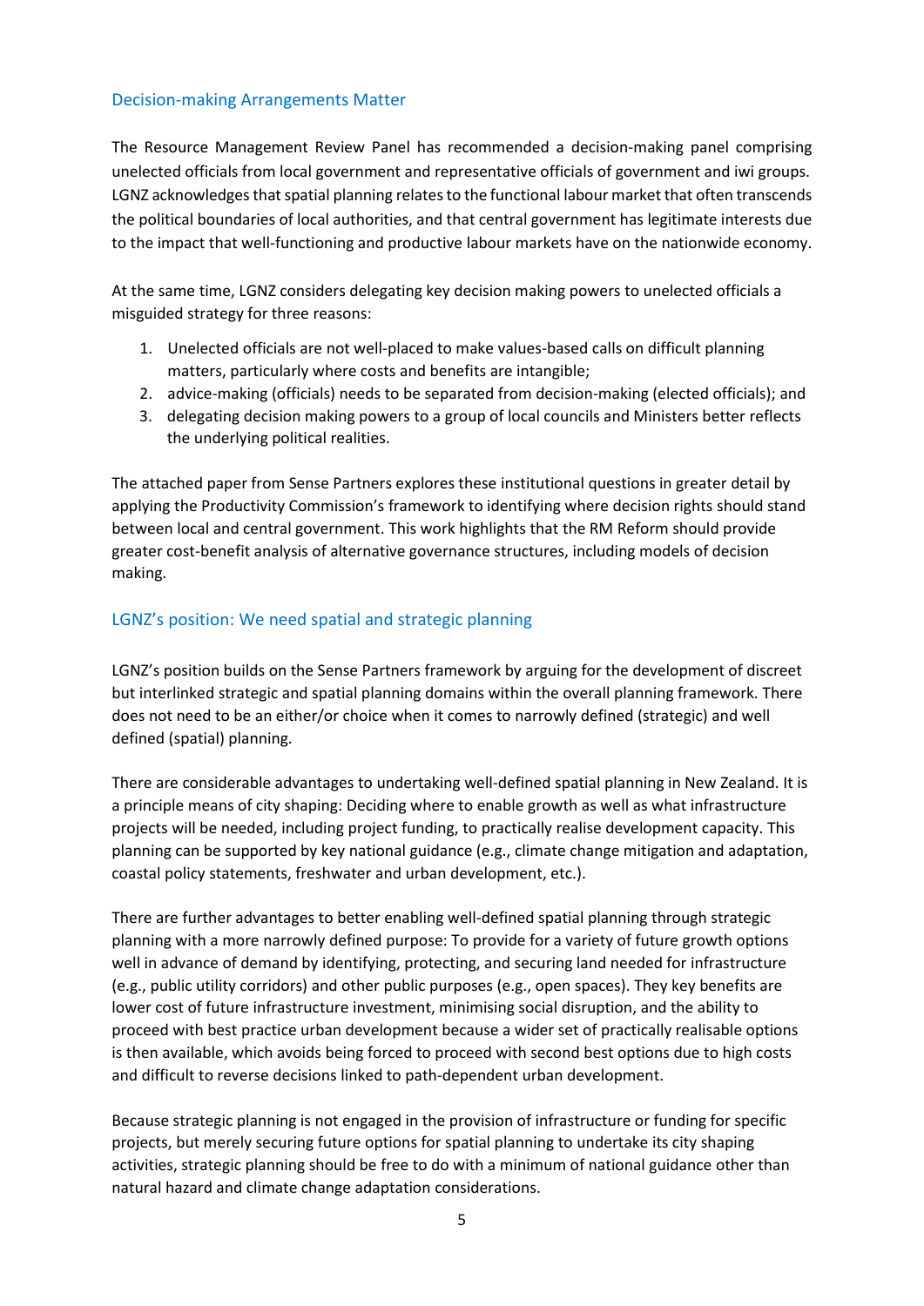## Decision-making Arrangements Matter

The Resource Management Review Panel has recommended a decision-making panel comprising unelected officials from local government and representative officials of government and iwi groups. LGNZ acknowledges that spatial planning relates to the functional labour market that often transcends the political boundaries of local authorities, and that central government has legitimate interests due to the impact that well-functioning and productive labour markets have on the nationwide economy.

At the same time, LGNZ considers delegating key decision making powers to unelected officials a misguided strategy for three reasons:

1. Unelected officials are not well-placed to make values-based calls on difficult planning matters, particularly where costs and benefits are intangible;
2. advice-making (officials) needs to be separated from decision-making (elected officials); and
3. delegating decision making powers to a group of local councils and Ministers better reflects the underlying political realities.

The attached paper from Sense Partners explores these institutional questions in greater detail by applying the Productivity Commission's framework to identifying where decision rights should stand between local and central government. This work highlights that the RM Reform should provide greater cost-benefit analysis of alternative governance structures, including models of decision making.

## LGNZ's position: We need spatial and strategic planning

LGNZ's position builds on the Sense Partners framework by arguing for the development of discreet but interlinked strategic and spatial planning domains within the overall planning framework. There does not need to be an either/or choice when it comes to narrowly defined (strategic) and well defined (spatial) planning.

There are considerable advantages to undertaking well-defined spatial planning in New Zealand. It is a principle means of city shaping: Deciding where to enable growth as well as what infrastructure projects will be needed, including project funding, to practically realise development capacity. This planning can be supported by key national guidance (e.g., climate change mitigation and adaptation, coastal policy statements, freshwater and urban development, etc.).

There are further advantages to better enabling well-defined spatial planning through strategic planning with a more narrowly defined purpose: To provide for a variety of future growth options well in advance of demand by identifying, protecting, and securing land needed for infrastructure (e.g., public utility corridors) and other public purposes (e.g., open spaces). They key benefits are lower cost of future infrastructure investment, minimising social disruption, and the ability to proceed with best practice urban development because a wider set of practically realisable options is then available, which avoids being forced to proceed with second best options due to high costs and difficult to reverse decisions linked to path-dependent urban development.

Because strategic planning is not engaged in the provision of infrastructure or funding for specific projects, but merely securing future options for spatial planning to undertake its city shaping activities, strategic planning should be free to do with a minimum of national guidance other than natural hazard and climate change adaptation considerations.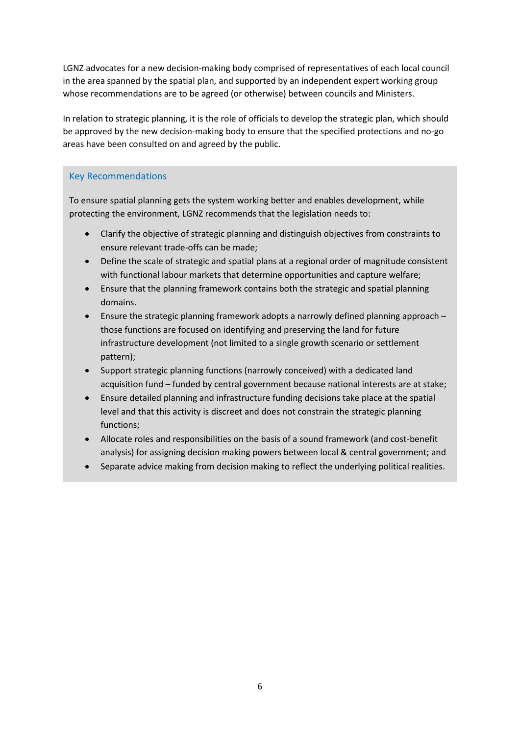LGNZ advocates for a new decision-making body comprised of representatives of each local council in the area spanned by the spatial plan, and supported by an independent expert working group whose recommendations are to be agreed (or otherwise) between councils and Ministers.

In relation to strategic planning, it is the role of officials to develop the strategic plan, which should be approved by the new decision-making body to ensure that the specified protections and no-go areas have been consulted on and agreed by the public.

### Key Recommendations

To ensure spatial planning gets the system working better and enables development, while protecting the environment, LGNZ recommends that the legislation needs to:

- Clarify the objective of strategic planning and distinguish objectives from constraints to ensure relevant trade-offs can be made;
- Define the scale of strategic and spatial plans at a regional order of magnitude consistent with functional labour markets that determine opportunities and capture welfare;
- Ensure that the planning framework contains both the strategic and spatial planning domains.
- Ensure the strategic planning framework adopts a narrowly defined planning approach – those functions are focused on identifying and preserving the land for future infrastructure development (not limited to a single growth scenario or settlement pattern);
- Support strategic planning functions (narrowly conceived) with a dedicated land acquisition fund – funded by central government because national interests are at stake;
- Ensure detailed planning and infrastructure funding decisions take place at the spatial level and that this activity is discreet and does not constrain the strategic planning functions;
- Allocate roles and responsibilities on the basis of a sound framework (and cost-benefit analysis) for assigning decision making powers between local & central government; and
- Separate advice making from decision making to reflect the underlying political realities.